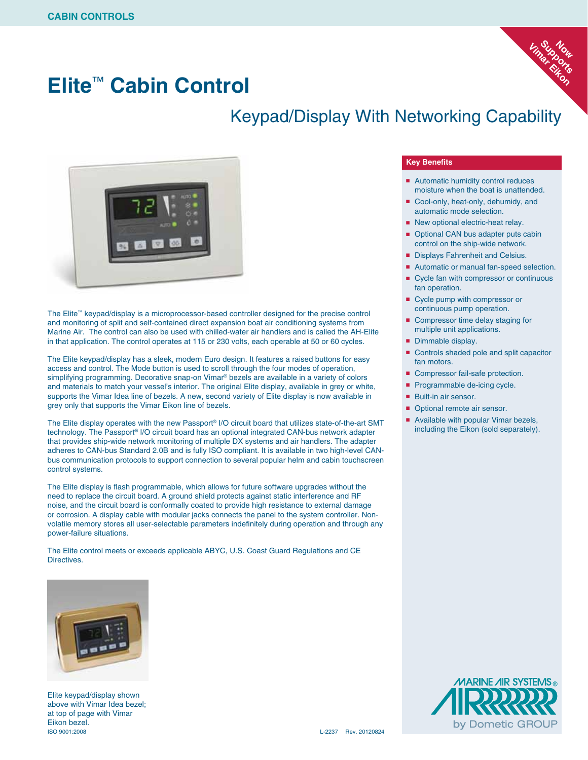CABIN CONTROLS

Now Supports Vimar Eikon

# Elite™ Cabin Control

## Keypad/Display With Networking Capability

The Elite™ keypad/display is a microprocessor-based controller designed for the precise control and monitoring of split and self-contained direct expansion boat air conditioning systems from Marine Air. The control can also be used with chilled-water air handlers and is called the AH-Elite in that application. The control operates at 115 or 230 volts, each operable at 50 or 60 cycles.

The Elite keypad/display has a sleek, modern Euro design. It features a raised buttons for easy access and control. The Mode button is used to scroll through the four modes of operation, simplifying programming. Decorative snap-on Vimar® bezels are available in a variety of colors and materials to match your vessel's interior. The original Elite display, available in grey or white, supports the Vimar Idea line of bezels. A new, second variety of Elite display is now available in grey only that supports the Vimar Eikon line of bezels.

The Elite display operates with the new Passport® I/O circuit board that utilizes state-of-the-art SMT technology. The Passport® I/O circuit board has an optional integrated CAN-bus network adapter that provides ship-wide network monitoring of multiple DX systems and air handlers. The adapter adheres to CAN-bus Standard 2.0B and is fully ISO compliant. It is available in two high-level CAN-bus communication protocols to support connection to several popular helm and cabin touchscreen control systems.

The Elite display is flash programmable, which allows for future software upgrades without the need to replace the circuit board. A ground shield protects against static interference and RF noise, and the circuit board is conformally coated to provide high resistance to external damage or corrosion. A display cable with modular jacks connects the panel to the system controller. Non-volatile memory stores all user-selectable parameters indefinitely during operation and through any power-failure situations.

The Elite control meets or exceeds applicable ABYC, U.S. Coast Guard Regulations and CE Directives.

Elite keypad/display shown above with Vimar Idea bezel; at top of page with Vimar Eikon bezel.

### Key Benefits

- Automatic humidity control reduces moisture when the boat is unattended.
- Cool-only, heat-only, dehumidy, and automatic mode selection.
- New optional electric-heat relay.
- Optional CAN bus adapter puts cabin control on the ship-wide network.
- Displays Fahrenheit and Celsius.
- Automatic or manual fan-speed selection.
- Cycle fan with compressor or continuous fan operation.
- Cycle pump with compressor or continuous pump operation.
- Compressor time delay staging for multiple unit applications.
- Dimmable display.
- Controls shaded pole and split capacitor fan motors.
- Compressor fail-safe protection.
- Programmable de-icing cycle.
- Built-in air sensor.
- Optional remote air sensor.
- Available with popular Vimar bezels, including the Eikon (sold separately).

MARINE AIR SYSTEMS® by Dometic GROUP

ISO 9001:2008

L-2237 Rev. 20120824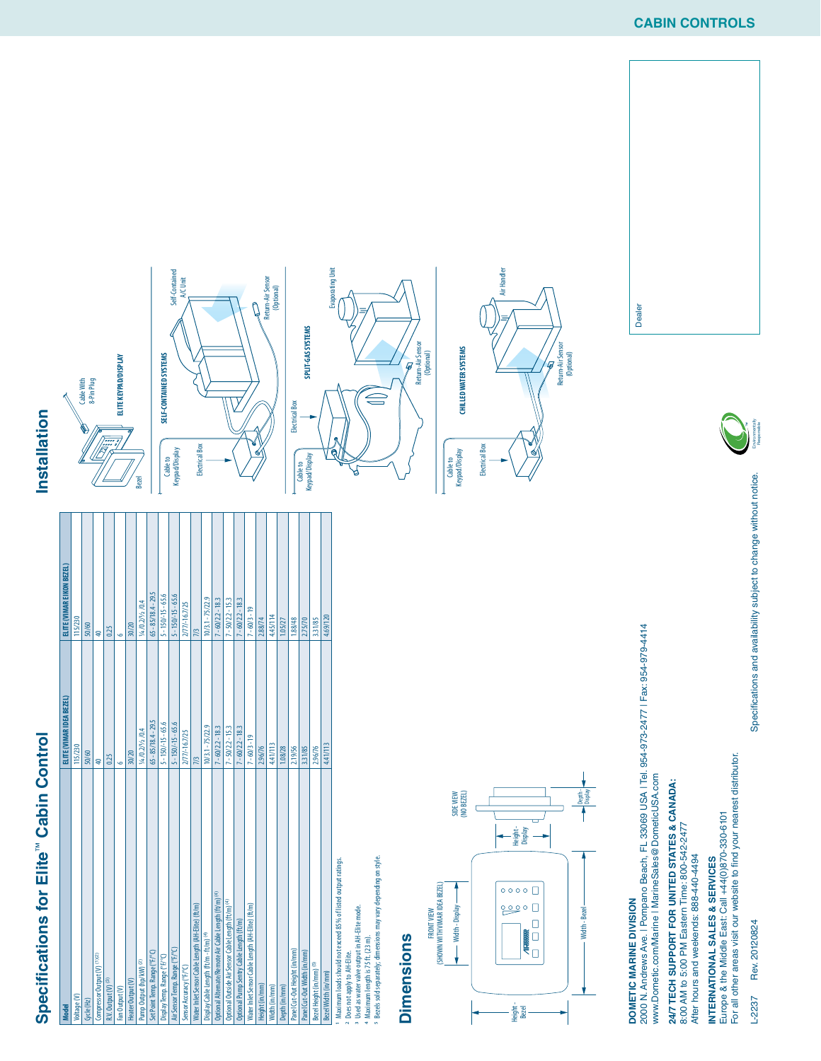# Specifications for Elite™ Cabin Control

| Model | ELITE (VIMAR IDEA BEZEL) | ELITE (VIMAR EIKON BEZEL) |
|---|---|---|
| Voltage (V) | 115/230 | 115/230 |
| Cycle (Hz) | 50/60 | 50/60 |
| Compressor Output (V) [1][2] | 40 | 40 |
| R.V. Output (V) [3] | 0.25 | 0.25 |
| Fan Output (V) | 6 | 6 |
| Heater Output (V) | 30/20 | 30/20 |
| Pump Output (hp/kW) [2] | ¼ /0.2/½ /0.4 | ¼ /0.2/½ /0.4 |
| Set Point Temp. Range (°F/°C) | 65 - 85/18.4 - 29.5 | 65 - 85/18.4 - 29.5 |
| Display Temp. Range (°F/°C) | 5 - 150/-15 - 65.6 | 5 - 150/-15 - 65.6 |
| Air Sensor Temp. Range (°F/°C) | 5 - 150/-15 - 65.6 | 5 - 150/-15 - 65.6 |
| Sensor Accuracy (°F/°C) | 2/??-16.7/.25 | 2/??-16.7/.25 |
| Water Inlet Sensor Cable Length (AH-Elite) (ft/m) | 7/3 | 7/3 |
| Display Cable Length (ft/m - ft/m) [4] | 10/3.1 - 75/22.9 | 10/3.1 - 75/22.9 |
| Optional Alternate/Remote Air Cable Length (ft/m) [4] | 7 - 60/2.2 - 18.3 | 7 - 60/2.2 - 18.3 |
| Optional Outside Air Sensor Cable Length (ft/m) [4] | 7 - 50/2.2 - 15.3 | 7 - 50/2.2 - 15.3 |
| Optional Pump Sentry Cable Length (ft/m) | 7 - 60/2.2 - 18.3 | 7 - 60/2.2 - 18.3 |
| Water Inlet Sensor Cable Length (AH-Elite) (ft/m) | 7 - 60/3 - 19 | 7 - 60/3 - 19 |
| Height (in/mm) | 2.96/76 | 2.88/74 |
| Width (in/mm) | 4.41/113 | 4.45/114 |
| Depth (in/mm) | 1.08/28 | 1.05/27 |
| Panel Cut-Out Height (in/mm) | 2.19/56 | 1.88/48 |
| Panel Cut-Out Width (in/mm) | 3.31/85 | 2.75/70 |
| Bezel Height (in/mm) [5] | 2.96/76 | 3.31/85 |
| Bezel Width (in/mm) | 4.41/113 | 4.69/120 |

[1] Maximum loads should not exceed 85% of listed output ratings.
[2] Does not apply to AH-Elite.
[3] Used as water valve output in AH-Elite mode.
[4] Maximum length is 75 ft. (23 m).
[5] Bezels sold separately; dimensions may vary depending on style.

## Dimensions

FRONT VIEW (SHOWN WITH VIMAR IDEA BEZEL)

Width - Display

Width - Bezel

Height - Bezel

Height - Display

SIDE VIEW (NO BEZEL)

Depth - Display

# Installation

Bezel

Cable With 8-Pin Plug

ELITE KEYPAD/DISPLAY

SELF-CONTAINED SYSTEMS

Cable to Keypad/Display

Electrical Box

Self-Contained A/C Unit

Return-Air Sensor (Optional)

SPLIT-GAS SYSTEMS

Cable to Keypad/Display

Electrical Box

Evaporating Unit

Return-Air Sensor (Optional)

CHILLED WATER SYSTEMS

Cable to Keypad/Display

Electrical Box

Air Handler

Return-Air Sensor (Optional)

Dealer

**DOMETIC MARINE DIVISION**
2000 N. Andrews Ave. I Pompano Beach, FL 33069 USA I Tel. 954-973-2477 I Fax: 954-979-4414
www.Dometic.com/Marine I MarineSales@DometicUSA.com

**24/7 TECH SUPPORT FOR UNITED STATES & CANADA:**
8:00 AM to 5:00 PM Eastern Time: 800-542-2477
After hours and weekends: 888-440-4494

**INTERNATIONAL SALES & SERVICES**
Europe & the Middle East: Call +44(0)870-330-6101
For all other areas visit our website to find your nearest distributor.

L-2237 Rev. 20120824

Specifications and availability subject to change without notice.